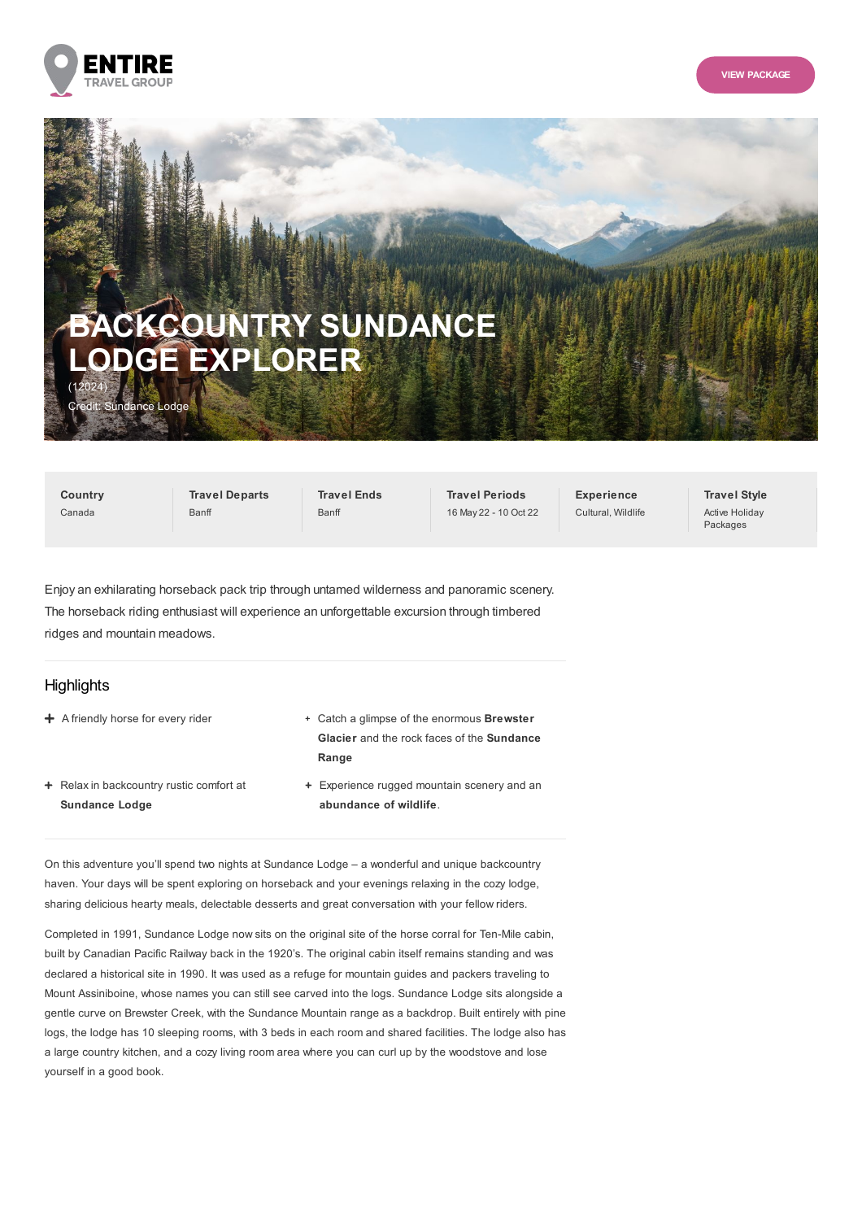ENTIRE TRAVEL GROUP

VIEW PACKAGE

# BACKCOUNTRY SUNDANCE LODGE EXPLORER

(12024)

Credit: Sundance Lodge

| Country | Travel Departs | Travel Ends | Travel Periods | Experience | Travel Style |
|---|---|---|---|---|---|
| Canada | Banff | Banff | 16 May 22 - 10 Oct 22 | Cultural, Wildlife | Active Holiday Packages |

Enjoy an exhilarating horseback pack trip through untamed wilderness and panoramic scenery. The horseback riding enthusiast will experience an unforgettable excursion through timbered ridges and mountain meadows.

## Highlights

- A friendly horse for every rider
- Catch a glimpse of the enormous **Brewster Glacier** and the rock faces of the **Sundance Range**
- Relax in backcountry rustic comfort at **Sundance Lodge**
- Experience rugged mountain scenery and an **abundance of wildlife**.

On this adventure you'll spend two nights at Sundance Lodge – a wonderful and unique backcountry haven. Your days will be spent exploring on horseback and your evenings relaxing in the cozy lodge, sharing delicious hearty meals, delectable desserts and great conversation with your fellow riders.

Completed in 1991, Sundance Lodge now sits on the original site of the horse corral for Ten-Mile cabin, built by Canadian Pacific Railway back in the 1920's. The original cabin itself remains standing and was declared a historical site in 1990. It was used as a refuge for mountain guides and packers traveling to Mount Assiniboine, whose names you can still see carved into the logs. Sundance Lodge sits alongside a gentle curve on Brewster Creek, with the Sundance Mountain range as a backdrop. Built entirely with pine logs, the lodge has 10 sleeping rooms, with 3 beds in each room and shared facilities. The lodge also has a large country kitchen, and a cozy living room area where you can curl up by the woodstove and lose yourself in a good book.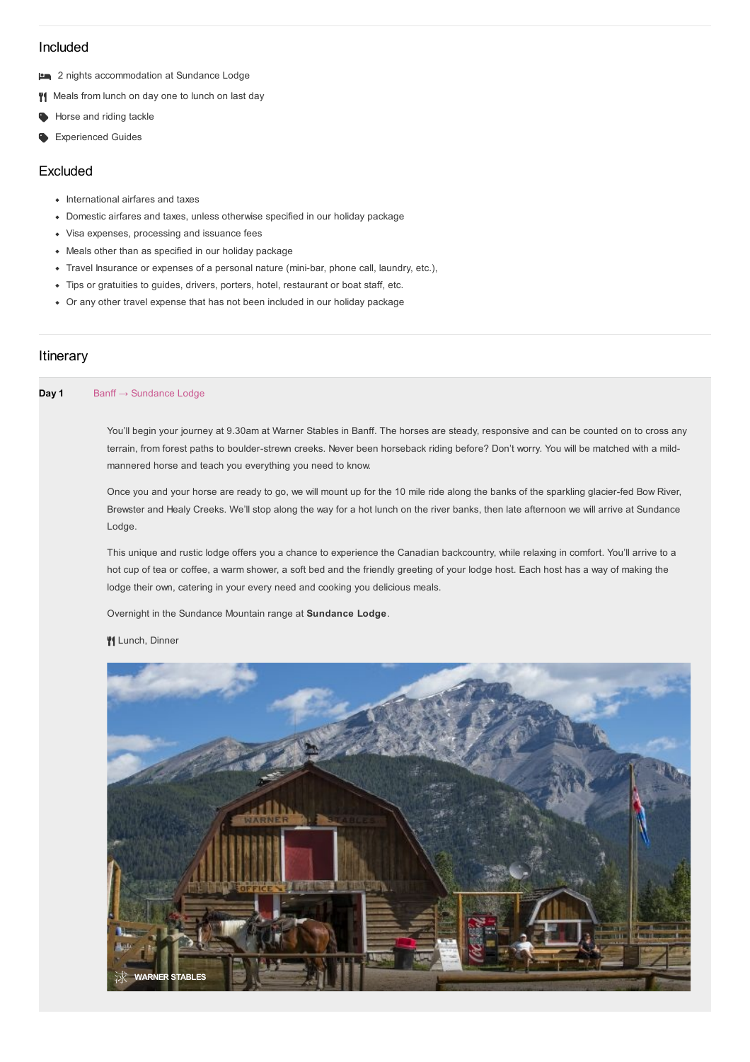## Included

- 2 nights accommodation at Sundance Lodge
- Meals from lunch on day one to lunch on last day
- Horse and riding tackle
- Experienced Guides

## Excluded

- International airfares and taxes
- Domestic airfares and taxes, unless otherwise specified in our holiday package
- Visa expenses, processing and issuance fees
- Meals other than as specified in our holiday package
- Travel Insurance or expenses of a personal nature (mini-bar, phone call, laundry, etc.),
- Tips or gratuities to guides, drivers, porters, hotel, restaurant or boat staff, etc.
- Or any other travel expense that has not been included in our holiday package

## Itinerary

**Day 1** Banff → Sundance Lodge

You'll begin your journey at 9.30am at Warner Stables in Banff. The horses are steady, responsive and can be counted on to cross any terrain, from forest paths to boulder-strewn creeks. Never been horseback riding before? Don't worry. You will be matched with a mild-mannered horse and teach you everything you need to know.

Once you and your horse are ready to go, we will mount up for the 10 mile ride along the banks of the sparkling glacier-fed Bow River, Brewster and Healy Creeks. We'll stop along the way for a hot lunch on the river banks, then late afternoon we will arrive at Sundance Lodge.

This unique and rustic lodge offers you a chance to experience the Canadian backcountry, while relaxing in comfort. You'll arrive to a hot cup of tea or coffee, a warm shower, a soft bed and the friendly greeting of your lodge host. Each host has a way of making the lodge their own, catering in your every need and cooking you delicious meals.

Overnight in the Sundance Mountain range at **Sundance Lodge**.

Lunch, Dinner

WARNER STABLES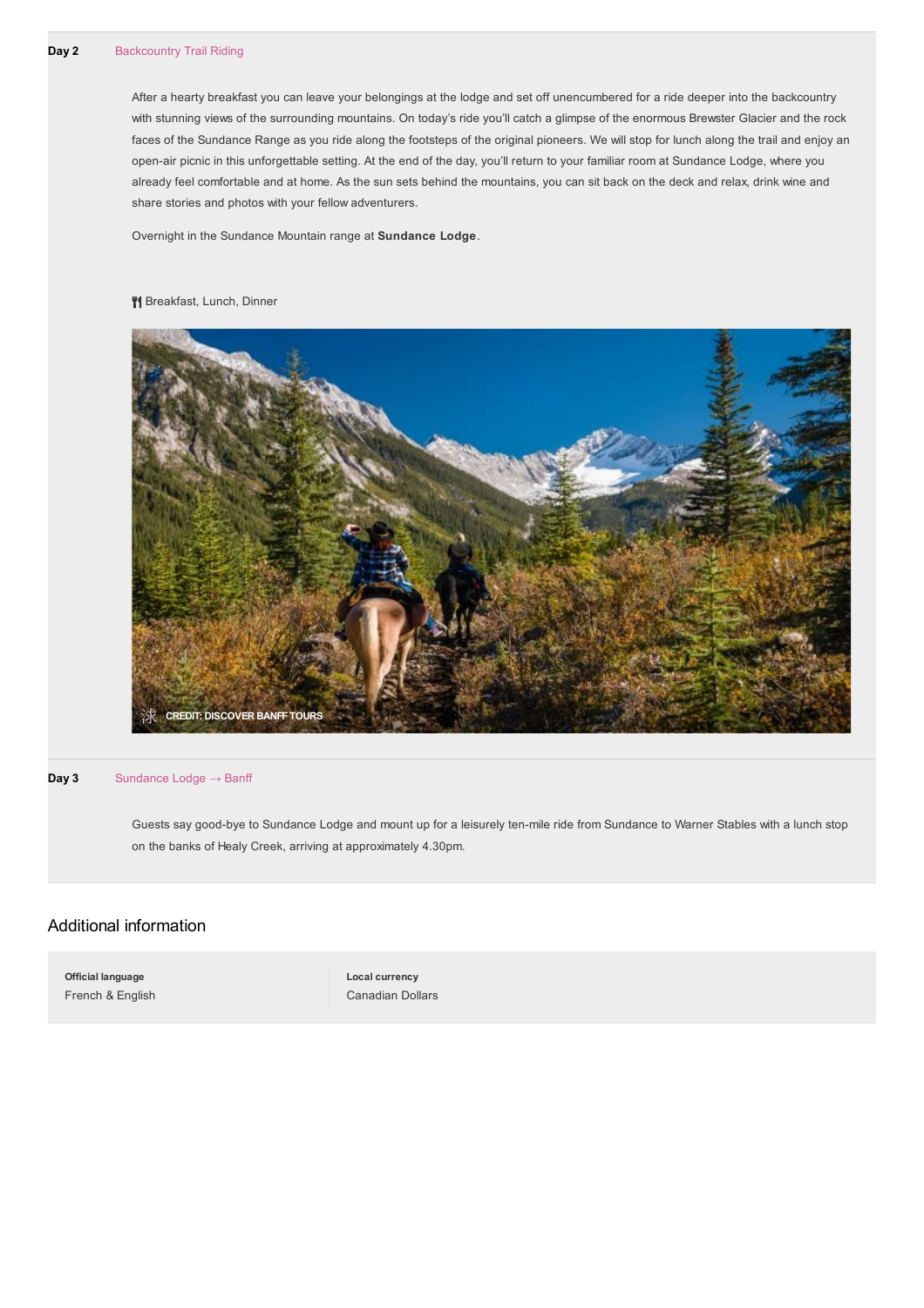**Day 2** Backcountry Trail Riding

After a hearty breakfast you can leave your belongings at the lodge and set off unencumbered for a ride deeper into the backcountry with stunning views of the surrounding mountains. On today's ride you'll catch a glimpse of the enormous Brewster Glacier and the rock faces of the Sundance Range as you ride along the footsteps of the original pioneers. We will stop for lunch along the trail and enjoy an open-air picnic in this unforgettable setting. At the end of the day, you'll return to your familiar room at Sundance Lodge, where you already feel comfortable and at home. As the sun sets behind the mountains, you can sit back on the deck and relax, drink wine and share stories and photos with your fellow adventurers.

Overnight in the Sundance Mountain range at **Sundance Lodge**.

Breakfast, Lunch, Dinner

CREDIT: DISCOVER BANFF TOURS

**Day 3** Sundance Lodge → Banff

Guests say good-bye to Sundance Lodge and mount up for a leisurely ten-mile ride from Sundance to Warner Stables with a lunch stop on the banks of Healy Creek, arriving at approximately 4.30pm.

## Additional information

| **Official language** | **Local currency** |
| --- | --- |
| French & English | Canadian Dollars |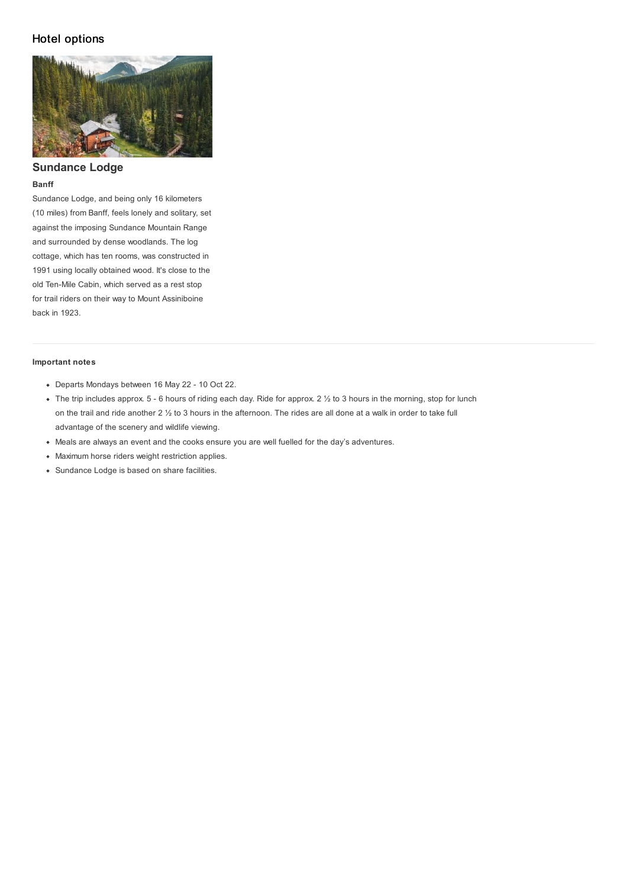## Hotel options

### Sundance Lodge

**Banff**

Sundance Lodge, and being only 16 kilometers (10 miles) from Banff, feels lonely and solitary, set against the imposing Sundance Mountain Range and surrounded by dense woodlands. The log cottage, which has ten rooms, was constructed in 1991 using locally obtained wood. It's close to the old Ten-Mile Cabin, which served as a rest stop for trail riders on their way to Mount Assiniboine back in 1923.

---

**Important notes**

- Departs Mondays between 16 May 22 - 10 Oct 22.
- The trip includes approx. 5 - 6 hours of riding each day. Ride for approx. 2 ½ to 3 hours in the morning, stop for lunch on the trail and ride another 2 ½ to 3 hours in the afternoon. The rides are all done at a walk in order to take full advantage of the scenery and wildlife viewing.
- Meals are always an event and the cooks ensure you are well fuelled for the day's adventures.
- Maximum horse riders weight restriction applies.
- Sundance Lodge is based on share facilities.